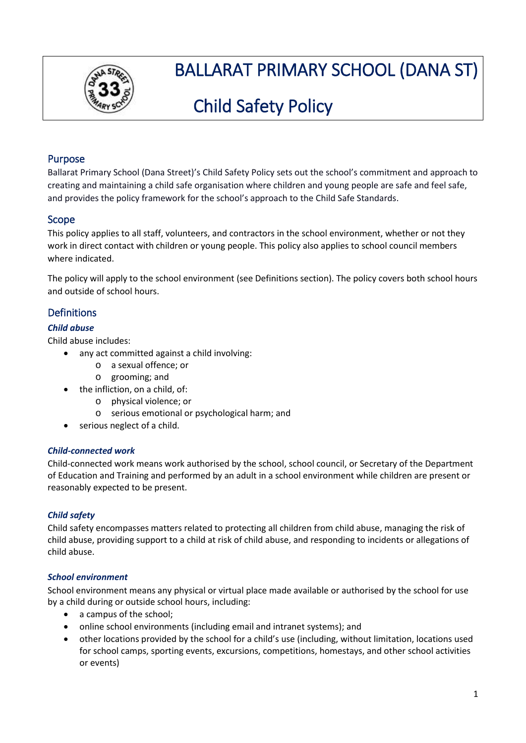# BALLARAT PRIMARY SCHOOL (DANA ST)

# Child Safety Policy

## Purpose

Ballarat Primary School (Dana Street)'s Child Safety Policy sets out the school's commitment and approach to creating and maintaining a child safe organisation where children and young people are safe and feel safe, and provides the policy framework for the school's approach to the Child Safe Standards.

## Scope

This policy applies to all staff, volunteers, and contractors in the school environment, whether or not they work in direct contact with children or young people. This policy also applies to school council members where indicated.

The policy will apply to the school environment (see Definitions section). The policy covers both school hours and outside of school hours.

## Definitions

### *Child abuse*

Child abuse includes:

- any act committed against a child involving:
  - a sexual offence; or
  - grooming; and
- the infliction, on a child, of:
  - physical violence; or
  - serious emotional or psychological harm; and
- serious neglect of a child.

### *Child-connected work*

Child-connected work means work authorised by the school, school council, or Secretary of the Department of Education and Training and performed by an adult in a school environment while children are present or reasonably expected to be present.

### *Child safety*

Child safety encompasses matters related to protecting all children from child abuse, managing the risk of child abuse, providing support to a child at risk of child abuse, and responding to incidents or allegations of child abuse.

### *School environment*

School environment means any physical or virtual place made available or authorised by the school for use by a child during or outside school hours, including:

- a campus of the school;
- online school environments (including email and intranet systems); and
- other locations provided by the school for a child's use (including, without limitation, locations used for school camps, sporting events, excursions, competitions, homestays, and other school activities or events)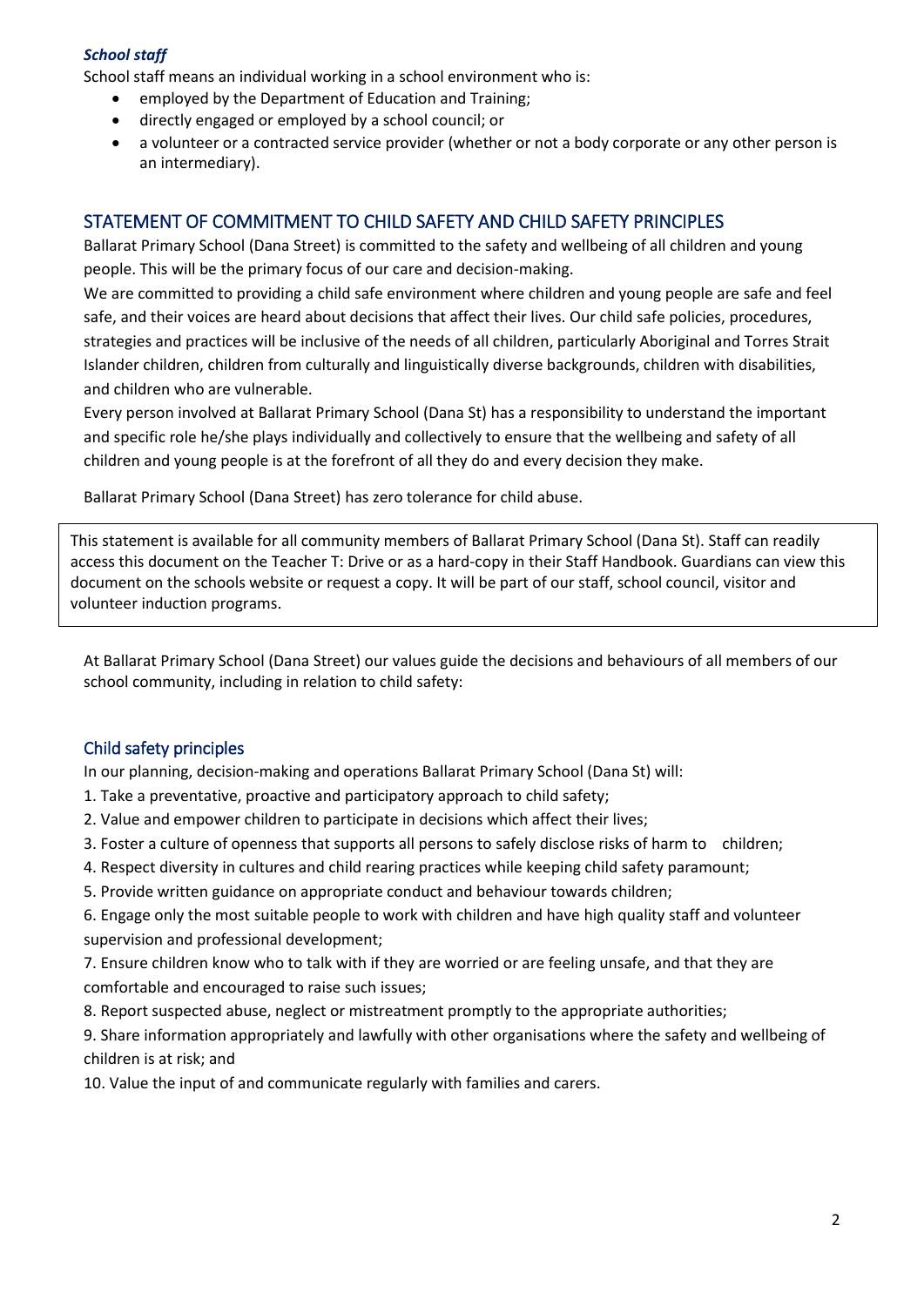### *School staff*

School staff means an individual working in a school environment who is:

- employed by the Department of Education and Training;
- directly engaged or employed by a school council; or
- a volunteer or a contracted service provider (whether or not a body corporate or any other person is an intermediary).

## STATEMENT OF COMMITMENT TO CHILD SAFETY AND CHILD SAFETY PRINCIPLES

Ballarat Primary School (Dana Street) is committed to the safety and wellbeing of all children and young people. This will be the primary focus of our care and decision-making.

We are committed to providing a child safe environment where children and young people are safe and feel safe, and their voices are heard about decisions that affect their lives. Our child safe policies, procedures, strategies and practices will be inclusive of the needs of all children, particularly Aboriginal and Torres Strait Islander children, children from culturally and linguistically diverse backgrounds, children with disabilities, and children who are vulnerable.

Every person involved at Ballarat Primary School (Dana St) has a responsibility to understand the important and specific role he/she plays individually and collectively to ensure that the wellbeing and safety of all children and young people is at the forefront of all they do and every decision they make.

Ballarat Primary School (Dana Street) has zero tolerance for child abuse.

This statement is available for all community members of Ballarat Primary School (Dana St). Staff can readily access this document on the Teacher T: Drive or as a hard-copy in their Staff Handbook. Guardians can view this document on the schools website or request a copy. It will be part of our staff, school council, visitor and volunteer induction programs.

At Ballarat Primary School (Dana Street) our values guide the decisions and behaviours of all members of our school community, including in relation to child safety:

### Child safety principles

In our planning, decision-making and operations Ballarat Primary School (Dana St) will:

1. Take a preventative, proactive and participatory approach to child safety;
2. Value and empower children to participate in decisions which affect their lives;
3. Foster a culture of openness that supports all persons to safely disclose risks of harm to children;
4. Respect diversity in cultures and child rearing practices while keeping child safety paramount;
5. Provide written guidance on appropriate conduct and behaviour towards children;
6. Engage only the most suitable people to work with children and have high quality staff and volunteer supervision and professional development;
7. Ensure children know who to talk with if they are worried or are feeling unsafe, and that they are comfortable and encouraged to raise such issues;
8. Report suspected abuse, neglect or mistreatment promptly to the appropriate authorities;
9. Share information appropriately and lawfully with other organisations where the safety and wellbeing of children is at risk; and
10. Value the input of and communicate regularly with families and carers.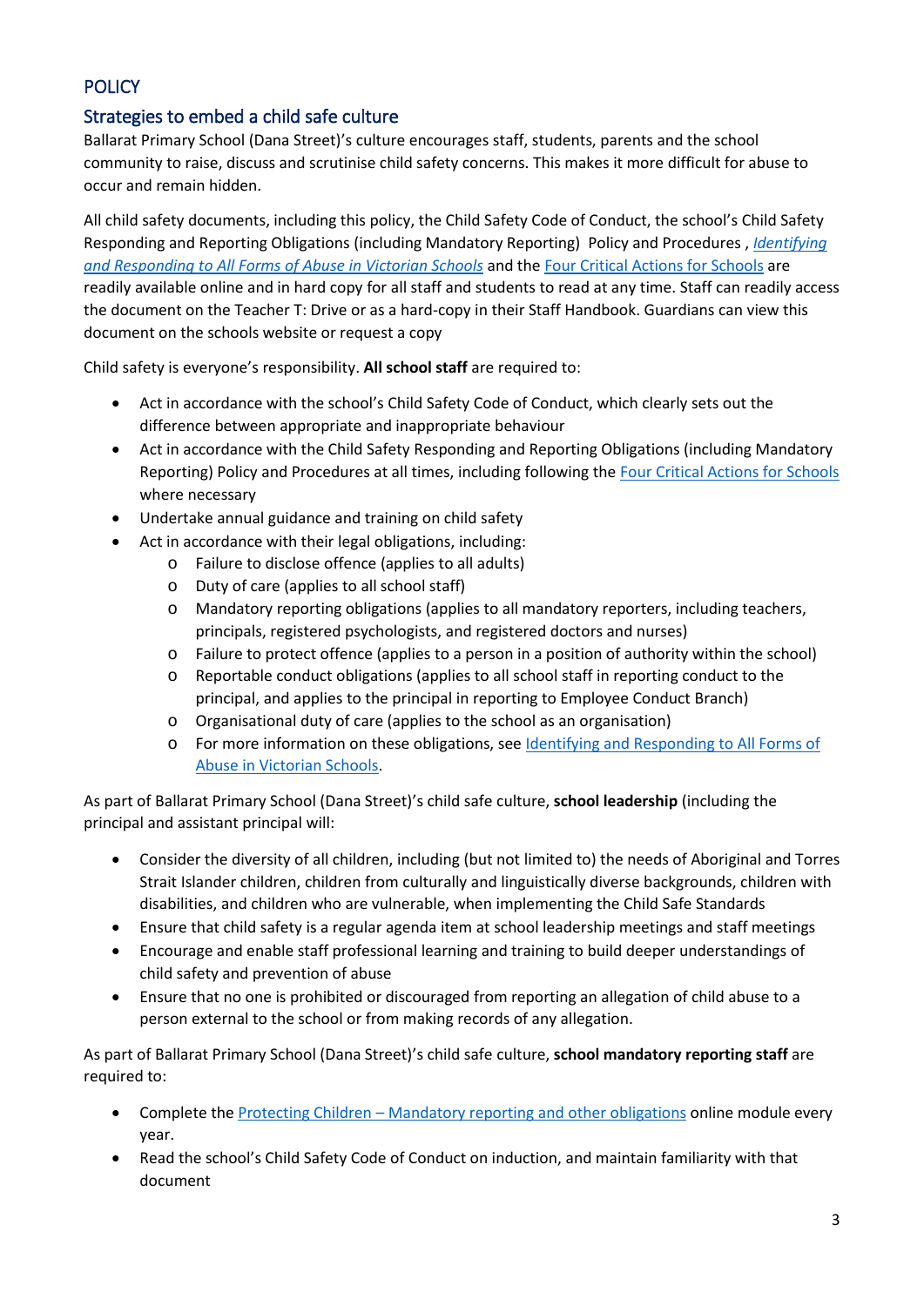## POLICY

### Strategies to embed a child safe culture

Ballarat Primary School (Dana Street)'s culture encourages staff, students, parents and the school community to raise, discuss and scrutinise child safety concerns. This makes it more difficult for abuse to occur and remain hidden.

All child safety documents, including this policy, the Child Safety Code of Conduct, the school's Child Safety Responding and Reporting Obligations (including Mandatory Reporting) Policy and Procedures , *Identifying and Responding to All Forms of Abuse in Victorian Schools* and the Four Critical Actions for Schools are readily available online and in hard copy for all staff and students to read at any time. Staff can readily access the document on the Teacher T: Drive or as a hard-copy in their Staff Handbook. Guardians can view this document on the schools website or request a copy

Child safety is everyone's responsibility. **All school staff** are required to:

- Act in accordance with the school's Child Safety Code of Conduct, which clearly sets out the difference between appropriate and inappropriate behaviour
- Act in accordance with the Child Safety Responding and Reporting Obligations (including Mandatory Reporting) Policy and Procedures at all times, including following the Four Critical Actions for Schools where necessary
- Undertake annual guidance and training on child safety
- Act in accordance with their legal obligations, including:
  - Failure to disclose offence (applies to all adults)
  - Duty of care (applies to all school staff)
  - Mandatory reporting obligations (applies to all mandatory reporters, including teachers, principals, registered psychologists, and registered doctors and nurses)
  - Failure to protect offence (applies to a person in a position of authority within the school)
  - Reportable conduct obligations (applies to all school staff in reporting conduct to the principal, and applies to the principal in reporting to Employee Conduct Branch)
  - Organisational duty of care (applies to the school as an organisation)
  - For more information on these obligations, see Identifying and Responding to All Forms of Abuse in Victorian Schools.

As part of Ballarat Primary School (Dana Street)'s child safe culture, **school leadership** (including the principal and assistant principal will:

- Consider the diversity of all children, including (but not limited to) the needs of Aboriginal and Torres Strait Islander children, children from culturally and linguistically diverse backgrounds, children with disabilities, and children who are vulnerable, when implementing the Child Safe Standards
- Ensure that child safety is a regular agenda item at school leadership meetings and staff meetings
- Encourage and enable staff professional learning and training to build deeper understandings of child safety and prevention of abuse
- Ensure that no one is prohibited or discouraged from reporting an allegation of child abuse to a person external to the school or from making records of any allegation.

As part of Ballarat Primary School (Dana Street)'s child safe culture, **school mandatory reporting staff** are required to:

- Complete the Protecting Children – Mandatory reporting and other obligations online module every year.
- Read the school's Child Safety Code of Conduct on induction, and maintain familiarity with that document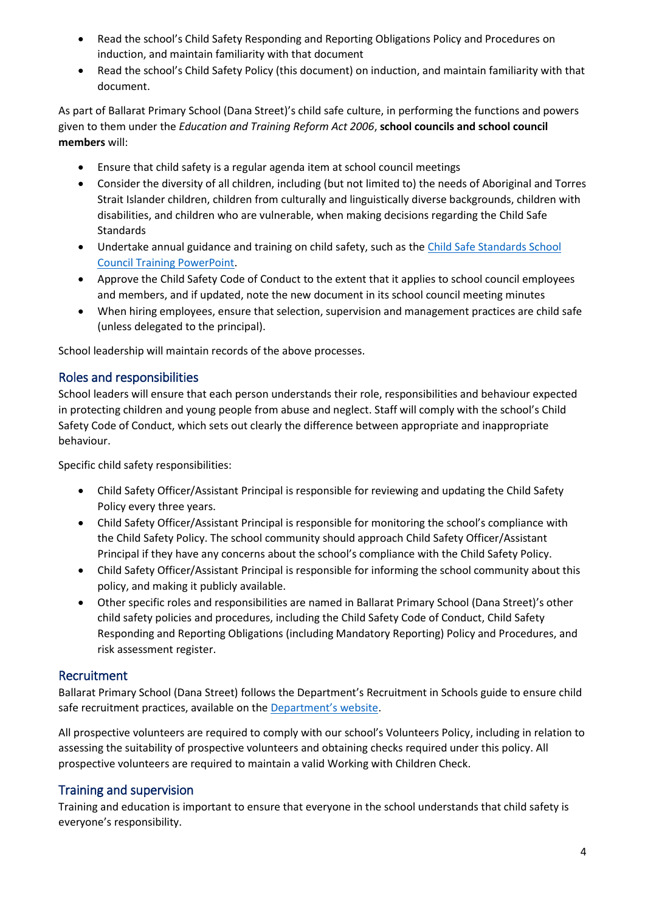- Read the school's Child Safety Responding and Reporting Obligations Policy and Procedures on induction, and maintain familiarity with that document
- Read the school's Child Safety Policy (this document) on induction, and maintain familiarity with that document.

As part of Ballarat Primary School (Dana Street)'s child safe culture, in performing the functions and powers given to them under the *Education and Training Reform Act 2006*, **school councils and school council members** will:

- Ensure that child safety is a regular agenda item at school council meetings
- Consider the diversity of all children, including (but not limited to) the needs of Aboriginal and Torres Strait Islander children, children from culturally and linguistically diverse backgrounds, children with disabilities, and children who are vulnerable, when making decisions regarding the Child Safe Standards
- Undertake annual guidance and training on child safety, such as the Child Safe Standards School Council Training PowerPoint.
- Approve the Child Safety Code of Conduct to the extent that it applies to school council employees and members, and if updated, note the new document in its school council meeting minutes
- When hiring employees, ensure that selection, supervision and management practices are child safe (unless delegated to the principal).

School leadership will maintain records of the above processes.

## Roles and responsibilities

School leaders will ensure that each person understands their role, responsibilities and behaviour expected in protecting children and young people from abuse and neglect. Staff will comply with the school's Child Safety Code of Conduct, which sets out clearly the difference between appropriate and inappropriate behaviour.

Specific child safety responsibilities:

- Child Safety Officer/Assistant Principal is responsible for reviewing and updating the Child Safety Policy every three years.
- Child Safety Officer/Assistant Principal is responsible for monitoring the school's compliance with the Child Safety Policy. The school community should approach Child Safety Officer/Assistant Principal if they have any concerns about the school's compliance with the Child Safety Policy.
- Child Safety Officer/Assistant Principal is responsible for informing the school community about this policy, and making it publicly available.
- Other specific roles and responsibilities are named in Ballarat Primary School (Dana Street)'s other child safety policies and procedures, including the Child Safety Code of Conduct, Child Safety Responding and Reporting Obligations (including Mandatory Reporting) Policy and Procedures, and risk assessment register.

## Recruitment

Ballarat Primary School (Dana Street) follows the Department's Recruitment in Schools guide to ensure child safe recruitment practices, available on the Department's website.

All prospective volunteers are required to comply with our school's Volunteers Policy, including in relation to assessing the suitability of prospective volunteers and obtaining checks required under this policy. All prospective volunteers are required to maintain a valid Working with Children Check.

## Training and supervision

Training and education is important to ensure that everyone in the school understands that child safety is everyone's responsibility.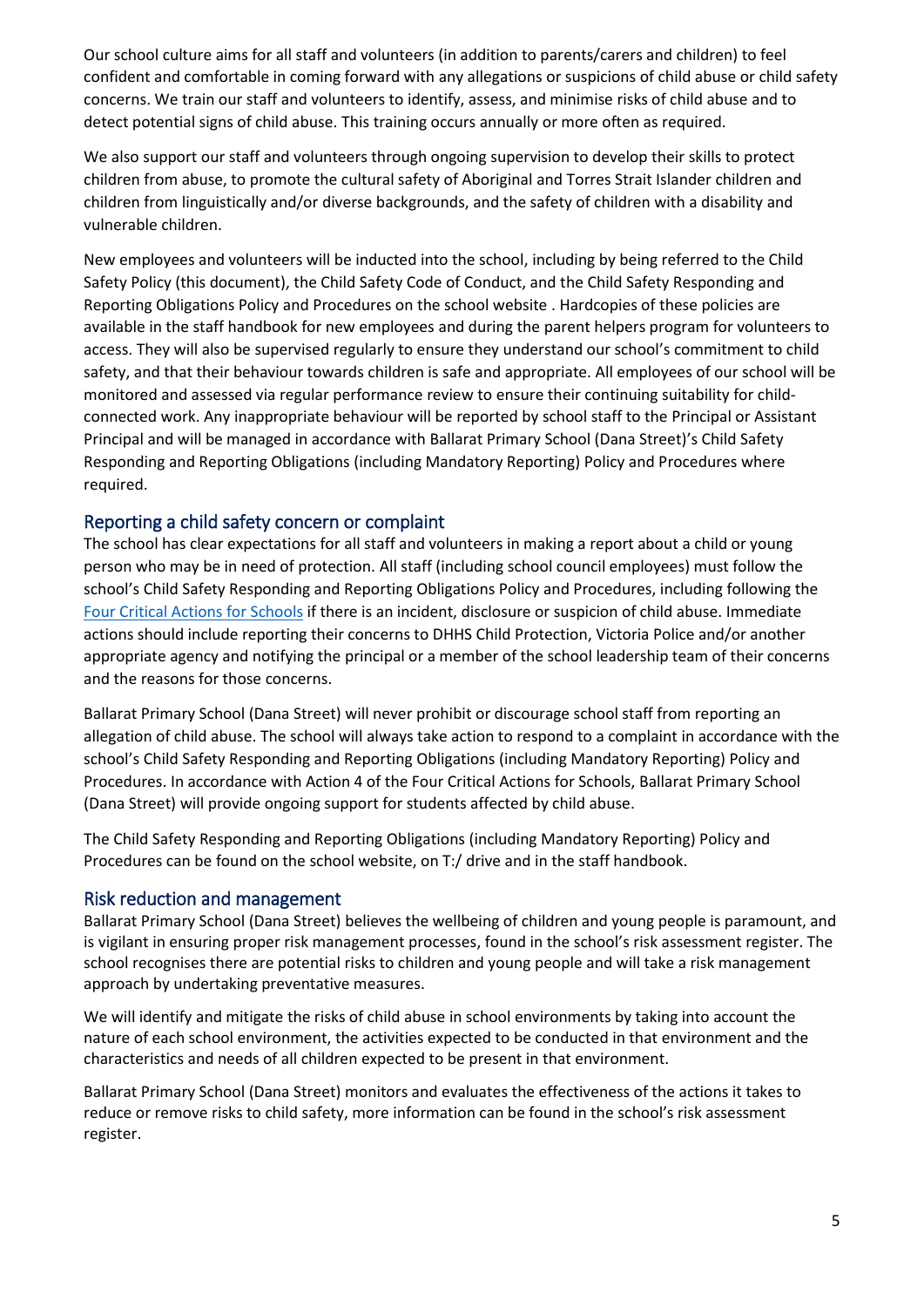Our school culture aims for all staff and volunteers (in addition to parents/carers and children) to feel confident and comfortable in coming forward with any allegations or suspicions of child abuse or child safety concerns. We train our staff and volunteers to identify, assess, and minimise risks of child abuse and to detect potential signs of child abuse. This training occurs annually or more often as required.

We also support our staff and volunteers through ongoing supervision to develop their skills to protect children from abuse, to promote the cultural safety of Aboriginal and Torres Strait Islander children and children from linguistically and/or diverse backgrounds, and the safety of children with a disability and vulnerable children.

New employees and volunteers will be inducted into the school, including by being referred to the Child Safety Policy (this document), the Child Safety Code of Conduct, and the Child Safety Responding and Reporting Obligations Policy and Procedures on the school website . Hardcopies of these policies are available in the staff handbook for new employees and during the parent helpers program for volunteers to access. They will also be supervised regularly to ensure they understand our school's commitment to child safety, and that their behaviour towards children is safe and appropriate. All employees of our school will be monitored and assessed via regular performance review to ensure their continuing suitability for child-connected work. Any inappropriate behaviour will be reported by school staff to the Principal or Assistant Principal and will be managed in accordance with Ballarat Primary School (Dana Street)'s Child Safety Responding and Reporting Obligations (including Mandatory Reporting) Policy and Procedures where required.

## Reporting a child safety concern or complaint

The school has clear expectations for all staff and volunteers in making a report about a child or young person who may be in need of protection. All staff (including school council employees) must follow the school's Child Safety Responding and Reporting Obligations Policy and Procedures, including following the Four Critical Actions for Schools if there is an incident, disclosure or suspicion of child abuse. Immediate actions should include reporting their concerns to DHHS Child Protection, Victoria Police and/or another appropriate agency and notifying the principal or a member of the school leadership team of their concerns and the reasons for those concerns.

Ballarat Primary School (Dana Street) will never prohibit or discourage school staff from reporting an allegation of child abuse. The school will always take action to respond to a complaint in accordance with the school's Child Safety Responding and Reporting Obligations (including Mandatory Reporting) Policy and Procedures. In accordance with Action 4 of the Four Critical Actions for Schools, Ballarat Primary School (Dana Street) will provide ongoing support for students affected by child abuse.

The Child Safety Responding and Reporting Obligations (including Mandatory Reporting) Policy and Procedures can be found on the school website, on T:/ drive and in the staff handbook.

## Risk reduction and management

Ballarat Primary School (Dana Street) believes the wellbeing of children and young people is paramount, and is vigilant in ensuring proper risk management processes, found in the school's risk assessment register. The school recognises there are potential risks to children and young people and will take a risk management approach by undertaking preventative measures.

We will identify and mitigate the risks of child abuse in school environments by taking into account the nature of each school environment, the activities expected to be conducted in that environment and the characteristics and needs of all children expected to be present in that environment.

Ballarat Primary School (Dana Street) monitors and evaluates the effectiveness of the actions it takes to reduce or remove risks to child safety, more information can be found in the school's risk assessment register.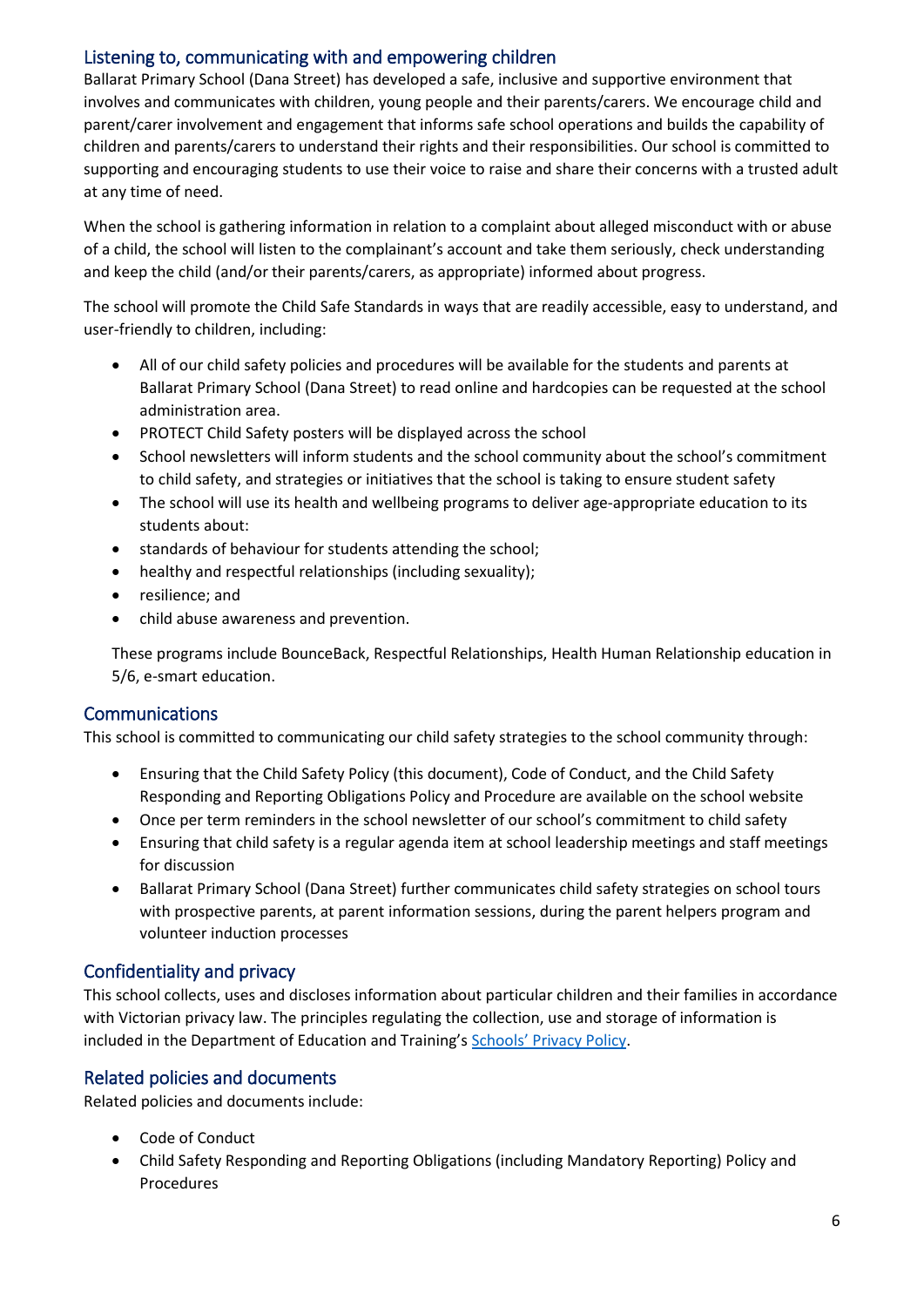## Listening to, communicating with and empowering children

Ballarat Primary School (Dana Street) has developed a safe, inclusive and supportive environment that involves and communicates with children, young people and their parents/carers. We encourage child and parent/carer involvement and engagement that informs safe school operations and builds the capability of children and parents/carers to understand their rights and their responsibilities. Our school is committed to supporting and encouraging students to use their voice to raise and share their concerns with a trusted adult at any time of need.

When the school is gathering information in relation to a complaint about alleged misconduct with or abuse of a child, the school will listen to the complainant's account and take them seriously, check understanding and keep the child (and/or their parents/carers, as appropriate) informed about progress.

The school will promote the Child Safe Standards in ways that are readily accessible, easy to understand, and user-friendly to children, including:

- All of our child safety policies and procedures will be available for the students and parents at Ballarat Primary School (Dana Street) to read online and hardcopies can be requested at the school administration area.
- PROTECT Child Safety posters will be displayed across the school
- School newsletters will inform students and the school community about the school's commitment to child safety, and strategies or initiatives that the school is taking to ensure student safety
- The school will use its health and wellbeing programs to deliver age-appropriate education to its students about:
- standards of behaviour for students attending the school;
- healthy and respectful relationships (including sexuality);
- resilience; and
- child abuse awareness and prevention.

These programs include BounceBack, Respectful Relationships, Health Human Relationship education in 5/6, e-smart education.

## Communications

This school is committed to communicating our child safety strategies to the school community through:

- Ensuring that the Child Safety Policy (this document), Code of Conduct, and the Child Safety Responding and Reporting Obligations Policy and Procedure are available on the school website
- Once per term reminders in the school newsletter of our school's commitment to child safety
- Ensuring that child safety is a regular agenda item at school leadership meetings and staff meetings for discussion
- Ballarat Primary School (Dana Street) further communicates child safety strategies on school tours with prospective parents, at parent information sessions, during the parent helpers program and volunteer induction processes

## Confidentiality and privacy

This school collects, uses and discloses information about particular children and their families in accordance with Victorian privacy law. The principles regulating the collection, use and storage of information is included in the Department of Education and Training's Schools' Privacy Policy.

## Related policies and documents

Related policies and documents include:

- Code of Conduct
- Child Safety Responding and Reporting Obligations (including Mandatory Reporting) Policy and Procedures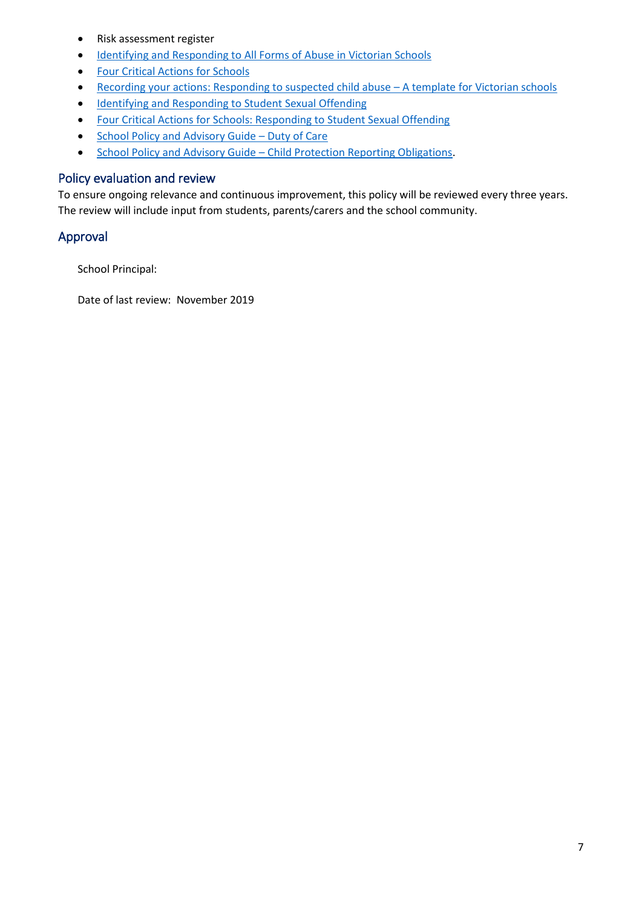- Risk assessment register
- Identifying and Responding to All Forms of Abuse in Victorian Schools
- Four Critical Actions for Schools
- Recording your actions: Responding to suspected child abuse – A template for Victorian schools
- Identifying and Responding to Student Sexual Offending
- Four Critical Actions for Schools: Responding to Student Sexual Offending
- School Policy and Advisory Guide – Duty of Care
- School Policy and Advisory Guide – Child Protection Reporting Obligations.

## Policy evaluation and review

To ensure ongoing relevance and continuous improvement, this policy will be reviewed every three years. The review will include input from students, parents/carers and the school community.

## Approval

School Principal:

Date of last review: November 2019